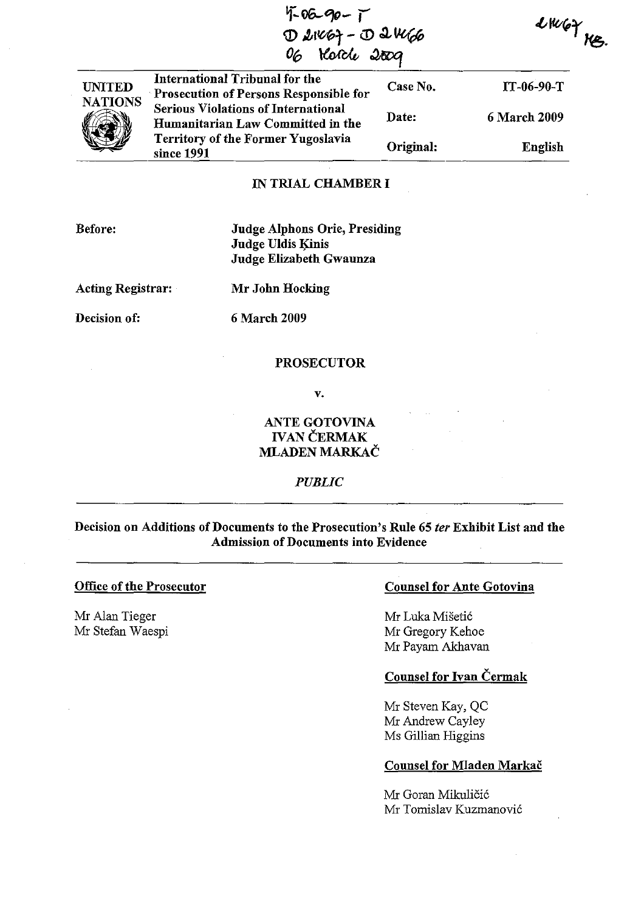IT-06-90-T
D 21467 - D 21466
06 March 2009

21467 MB.

| UNITED NATIONS | International Tribunal for the Prosecution of Persons Responsible for Serious Violations of International Humanitarian Law Committed in the Territory of the Former Yugoslavia since 1991 | Case No. | IT-06-90-T |
|---|---|---|---|
| | | Date: | 6 March 2009 |
| | | Original: | English |

**IN TRIAL CHAMBER I**

**Before:** **Judge Alphons Orie, Presiding**
**Judge Uldis Ķinis**
**Judge Elizabeth Gwaunza**

**Acting Registrar:** **Mr John Hocking**

**Decision of:** **6 March 2009**

**PROSECUTOR**

**v.**

**ANTE GOTOVINA**
**IVAN ČERMAK**
**MLADEN MARKAČ**

***PUBLIC***

**Decision on Additions of Documents to the Prosecution's Rule 65 *ter* Exhibit List and the Admission of Documents into Evidence**

**Office of the Prosecutor**

Mr Alan Tieger
Mr Stefan Waespi

**Counsel for Ante Gotovina**

Mr Luka Mišetić
Mr Gregory Kehoe
Mr Payam Akhavan

**Counsel for Ivan Čermak**

Mr Steven Kay, QC
Mr Andrew Cayley
Ms Gillian Higgins

**Counsel for Mladen Markač**

Mr Goran Mikuličić
Mr Tomislav Kuzmanović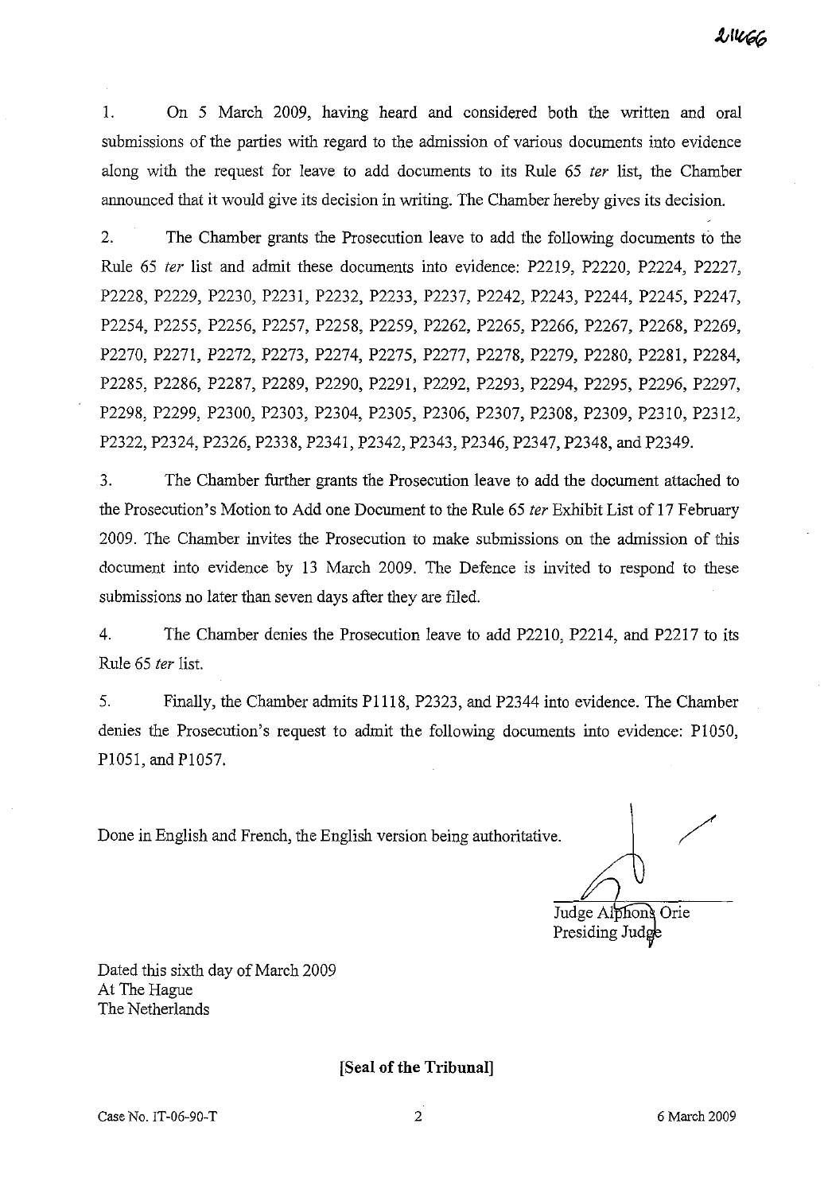1. On 5 March 2009, having heard and considered both the written and oral submissions of the parties with regard to the admission of various documents into evidence along with the request for leave to add documents to its Rule 65 *ter* list, the Chamber announced that it would give its decision in writing. The Chamber hereby gives its decision.

2. The Chamber grants the Prosecution leave to add the following documents to the Rule 65 *ter* list and admit these documents into evidence: P2219, P2220, P2224, P2227, P2228, P2229, P2230, P2231, P2232, P2233, P2237, P2242, P2243, P2244, P2245, P2247, P2254, P2255, P2256, P2257, P2258, P2259, P2262, P2265, P2266, P2267, P2268, P2269, P2270, P2271, P2272, P2273, P2274, P2275, P2277, P2278, P2279, P2280, P2281, P2284, P2285, P2286, P2287, P2289, P2290, P2291, P2292, P2293, P2294, P2295, P2296, P2297, P2298, P2299, P2300, P2303, P2304, P2305, P2306, P2307, P2308, P2309, P2310, P2312, P2322, P2324, P2326, P2338, P2341, P2342, P2343, P2346, P2347, P2348, and P2349.

3. The Chamber further grants the Prosecution leave to add the document attached to the Prosecution's Motion to Add one Document to the Rule 65 *ter* Exhibit List of 17 February 2009. The Chamber invites the Prosecution to make submissions on the admission of this document into evidence by 13 March 2009. The Defence is invited to respond to these submissions no later than seven days after they are filed.

4. The Chamber denies the Prosecution leave to add P2210, P2214, and P2217 to its Rule 65 *ter* list.

5. Finally, the Chamber admits P1118, P2323, and P2344 into evidence. The Chamber denies the Prosecution's request to admit the following documents into evidence: P1050, P1051, and P1057.

Done in English and French, the English version being authoritative.

Judge Alphons Orie
Presiding Judge

Dated this sixth day of March 2009
At The Hague
The Netherlands

**[Seal of the Tribunal]**